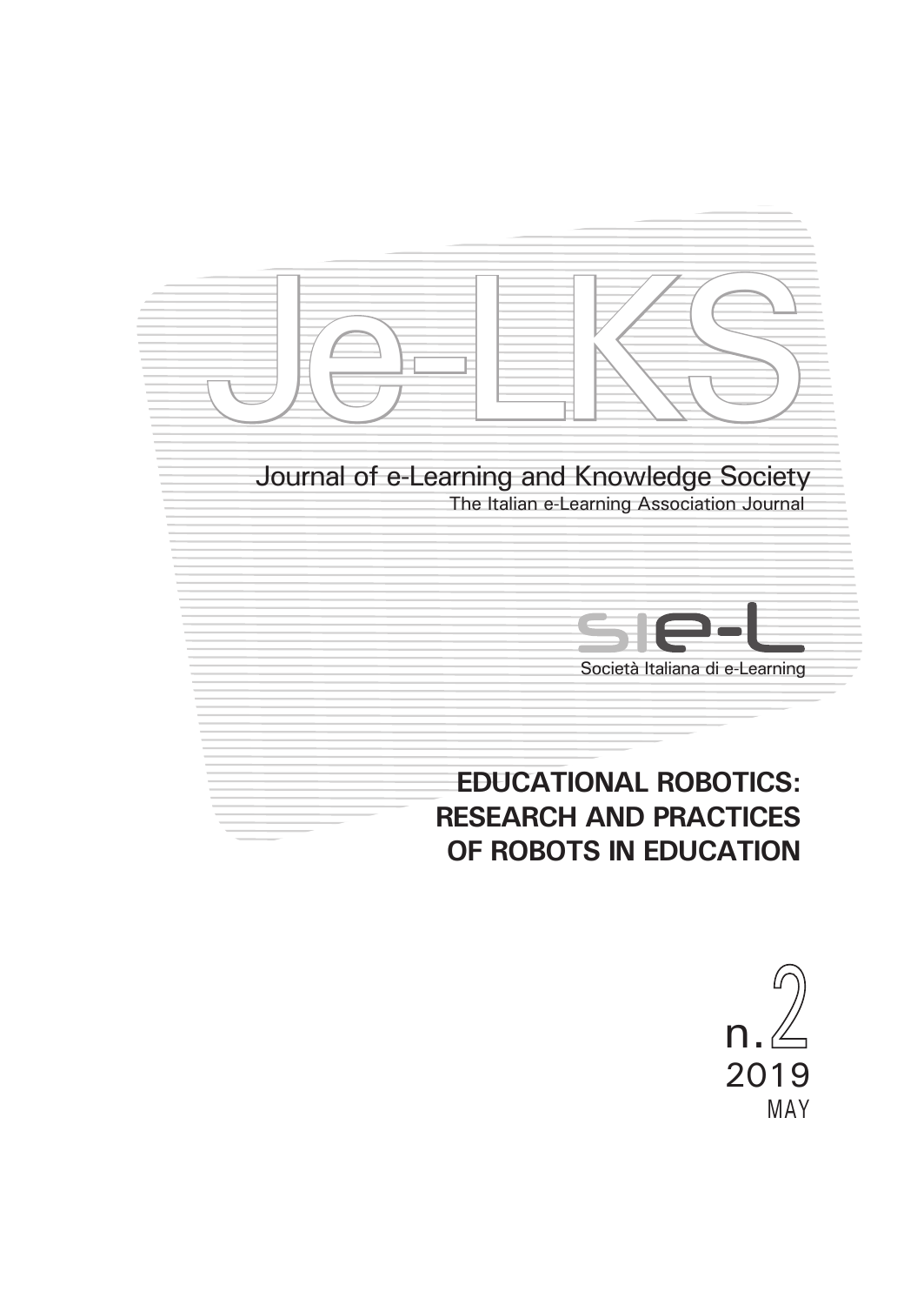# Je-LKS

## Journal of e-Learning and Knowledge Society

The Italian e-Learning Association Journal

SIe-L

Società Italiana di e-Learning

## EDUCATIONAL ROBOTICS: RESEARCH AND PRACTICES OF ROBOTS IN EDUCATION

n. 2
2019
MAY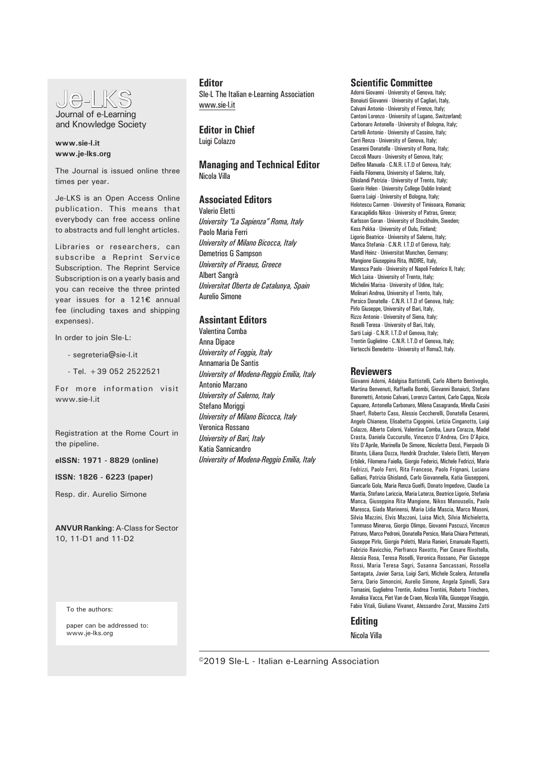# Je-LKS

Journal of e-Learning and Knowledge Society

**www.sie-l.it**
**www.je-lks.org**

The Journal is issued online three times per year.

Je-LKS is an Open Access Online publication. This means that everybody can free access online to abstracts and full lenght articles.

Libraries or researchers, can subscribe a Reprint Service Subscription. The Reprint Service Subscription is on a yearly basis and you can receive the three printed year issues for a 121€ annual fee (including taxes and shipping expenses).

In order to join SIe-L:

- segreteria@sie-l.it
- Tel. +39 052 2522521

For more information visit www.sie-l.it

Registration at the Rome Court in the pipeline.

**eISSN: 1971 - 8829 (online)**

**ISSN: 1826 - 6223 (paper)**

Resp. dir. Aurelio Simone

**ANVUR Ranking**: A-Class for Sector 10, 11-D1 and 11-D2

To the authors:

paper can be addressed to: www.je-lks.org

## Editor

SIe-L The Italian e-Learning Association
www.sie-l.it

## Editor in Chief

Luigi Colazzo

## Managing and Technical Editor

Nicola Villa

## Associated Editors

Valerio Eletti
*University "La Sapienza" Roma, Italy*
Paolo Maria Ferri
*University of Milano Bicocca, Italy*
Demetrios G Sampson
*University of Piraeus, Greece*
Albert Sangrà
*Universitat Oberta de Catalunya, Spain*
Aurelio Simone

## Assintant Editors

Valentina Comba
Anna Dipace
*University of Foggia, Italy*
Annamaria De Santis
*University of Modena-Reggio Emilia, Italy*
Antonio Marzano
*University of Salerno, Italy*
Stefano Moriggi
*University of Milano Bicocca, Italy*
Veronica Rossano
*University of Bari, Italy*
Katia Sannicandro
*University of Modena-Reggio Emilia, Italy*

## Scientific Committee

Adorni Giovanni - University of Genova, Italy;
Bonaiuti Giovanni - University of Cagliari, Italy,
Calvani Antonio - University of Firenze, Italy;
Cantoni Lorenzo - University of Lugano, Switzerland;
Carbonaro Antonella - University of Bologna, Italy;
Cartelli Antonio - University of Cassino, Italy;
Cerri Renza - University of Genova, Italy;
Cesareni Donatella - University of Roma, Italy;
Coccoli Mauro - University of Genova, Italy;
Delfino Manuela - C.N.R. I.T.D of Genova, Italy;
Faiella Filomena, University of Salerno, Italy,
Ghislandi Patrizia - University of Trento, Italy;
Guerin Helen - University College Dublin Ireland;
Guerra Luigi - University of Bologna, Italy;
Holotescu Carmen - University of Timisoara, Romania;
Karacapilidis Nikos - University of Patras, Greece;
Karlsson Goran - University of Stockholm, Sweden;
Kess Pekka - University of Oulu, Finland;
Ligorio Beatrice - University of Salerno, Italy;
Manca Stefania - C.N.R. I.T.D of Genova, Italy;
Mandl Heinz - Universitat Munchen, Germany;
Mangione Giuseppina Rita, INDIRE, Italy,
Maresca Paolo - University of Napoli Federico II, Italy;
Mich Luisa - University of Trento, Italy;
Michelini Marisa - University of Udine, Italy;
Molinari Andrea, University of Trento, Italy,
Persico Donatella - C.N.R. I.T.D of Genova, Italy;
Pirlo Giuseppe, University of Bari, Italy,
Rizzo Antonio - University of Siena, Italy;
Roselli Teresa - University of Bari, Italy,
Sarti Luigi - C.N.R. I.T.D of Genova, Italy;
Trentin Guglielmo - C.N.R. I.T.D of Genova, Italy;
Vertecchi Benedetto - University of Roma3, Italy.

## Reviewers

Giovanni Adorni, Adalgisa Battistelli, Carlo Alberto Bentivoglio, Martina Benvenuti, Raffaella Bombi, Giovanni Bonaiuti, Stefano Bonometti, Antonio Calvani, Lorenzo Cantoni, Carlo Cappa, Nicola Capuano, Antonella Carbonaro, Milena Casagranda, Mirella Casini Shaerf, Roberto Caso, Alessio Ceccherelli, Donatella Cesareni, Angelo Chianese, Elisabetta Cigognini, Letizia Cinganotto, Luigi Colazzo, Alberto Colorni, Valentina Comba, Laura Corazza, Madel Crasta, Daniela Cuccurullo, Vincenzo D'Andrea, Ciro D'Apice, Vito D'Aprile, Marinella De Simone, Nicoletta Dessì, Pierpaolo Di Bitonto, Liliana Dozza, Hendrik Drachsler, Valerio Eletti, Meryem Erbilek, Filomena Faiella, Giorgio Federici, Michele Fedrizzi, Mario Fedrizzi, Paolo Ferri, Rita Francese, Paolo Frignani, Luciano Galliani, Patrizia Ghislandi, Carlo Giovannella, Katia Giusepponi, Giancarlo Gola, Maria Renza Guelfi, Donato Impedovo, Claudio La Mantia, Stefano Lariccia, Maria Laterza, Beatrice Ligorio, Stefania Manca, Giuseppina Rita Mangione, Nikos Manouselis, Paolo Maresca, Giada Marinensi, Maria Lidia Mascia, Marco Masoni, Silvia Mazzini, Elvis Mazzoni, Luisa Mich, Silvia Michieletta, Tommaso Minerva, Giorgio Olimpo, Giovanni Pascuzzi, Vincenzo Patruno, Marco Pedroni, Donatella Persico, Maria Chiara Pettenati, Giuseppe Pirlo, Giorgio Poletti, Maria Ranieri, Emanuale Rapetti, Fabrizio Ravicchio, Pierfranco Ravotto, Pier Cesare Rivoltella, Alessia Rosa, Teresa Roselli, Veronica Rossano, Pier Giuseppe Rossi, Maria Teresa Sagri, Susanna Sancassani, Rossella Santagata, Javier Sarsa, Luigi Sarti, Michele Scalera, Antonella Serra, Dario Simoncini, Aurelio Simone, Angela Spinelli, Sara Tomasini, Guglielmo Trentin, Andrea Trentini, Roberto Trinchero, Annalisa Vacca, Piet Van de Craen, Nicola Villa, Giuseppe Visaggio, Fabio Vitali, Giuliano Vivanet, Alessandro Zorat, Massimo Zotti

## Editing

Nicola Villa

©2019 SIe-L - Italian e-Learning Association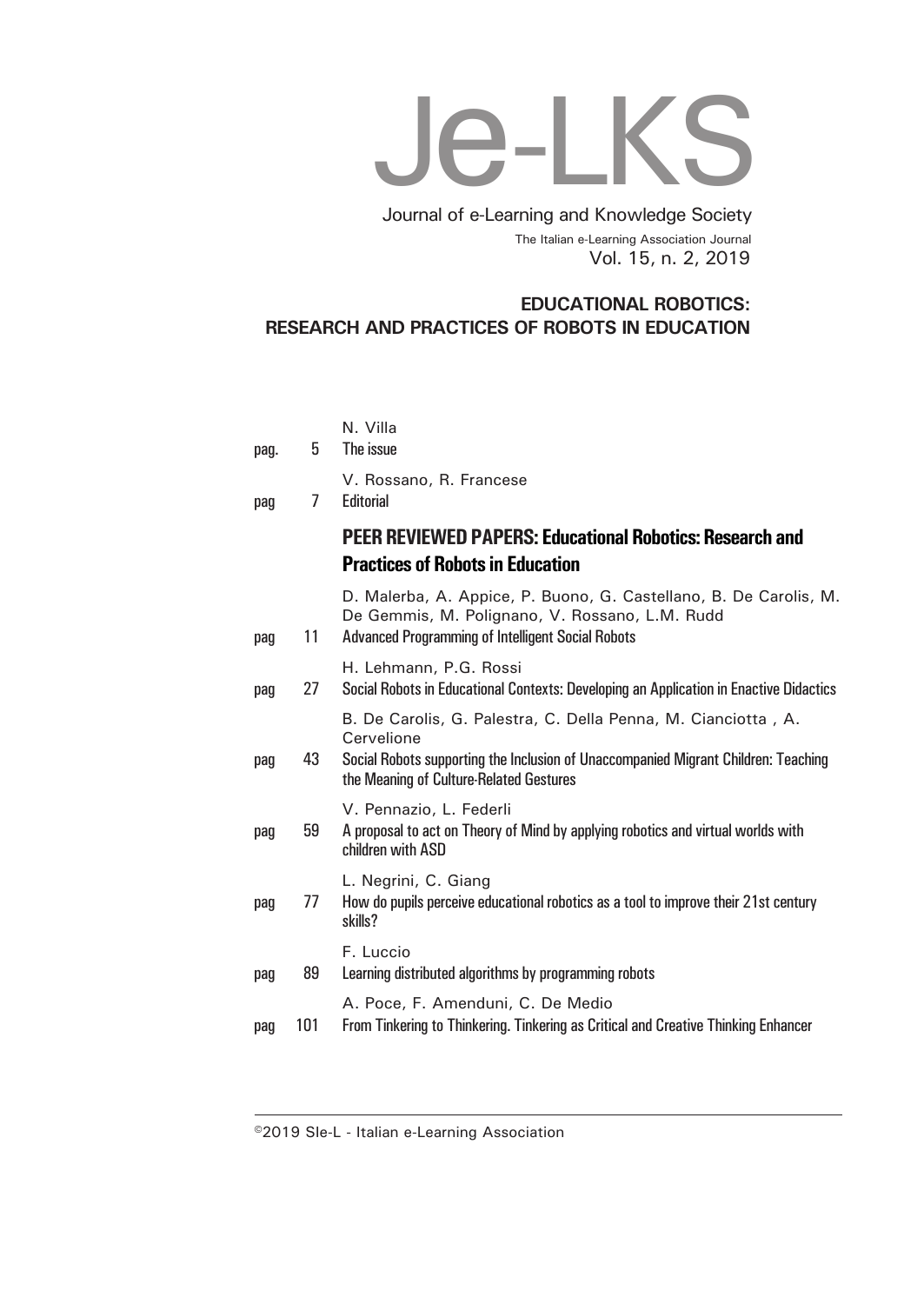# Je-LKS

Journal of e-Learning and Knowledge Society

The Italian e-Learning Association Journal

Vol. 15, n. 2, 2019

## EDUCATIONAL ROBOTICS: RESEARCH AND PRACTICES OF ROBOTS IN EDUCATION

| | | |
|---|---|---|
| | | N. Villa |
| pag. | 5 | The issue |
| | | V. Rossano, R. Francese |
| pag | 7 | Editorial |
| | | **PEER REVIEWED PAPERS: Educational Robotics: Research and Practices of Robots in Education** |
| | | D. Malerba, A. Appice, P. Buono, G. Castellano, B. De Carolis, M. De Gemmis, M. Polignano, V. Rossano, L.M. Rudd |
| pag | 11 | Advanced Programming of Intelligent Social Robots |
| | | H. Lehmann, P.G. Rossi |
| pag | 27 | Social Robots in Educational Contexts: Developing an Application in Enactive Didactics |
| | | B. De Carolis, G. Palestra, C. Della Penna, M. Cianciotta , A. Cervelione |
| pag | 43 | Social Robots supporting the Inclusion of Unaccompanied Migrant Children: Teaching the Meaning of Culture-Related Gestures |
| | | V. Pennazio, L. Federli |
| pag | 59 | A proposal to act on Theory of Mind by applying robotics and virtual worlds with children with ASD |
| | | L. Negrini, C. Giang |
| pag | 77 | How do pupils perceive educational robotics as a tool to improve their 21st century skills? |
| | | F. Luccio |
| pag | 89 | Learning distributed algorithms by programming robots |
| | | A. Poce, F. Amenduni, C. De Medio |
| pag | 101 | From Tinkering to Thinkering. Tinkering as Critical and Creative Thinking Enhancer |

©2019 SIe-L - Italian e-Learning Association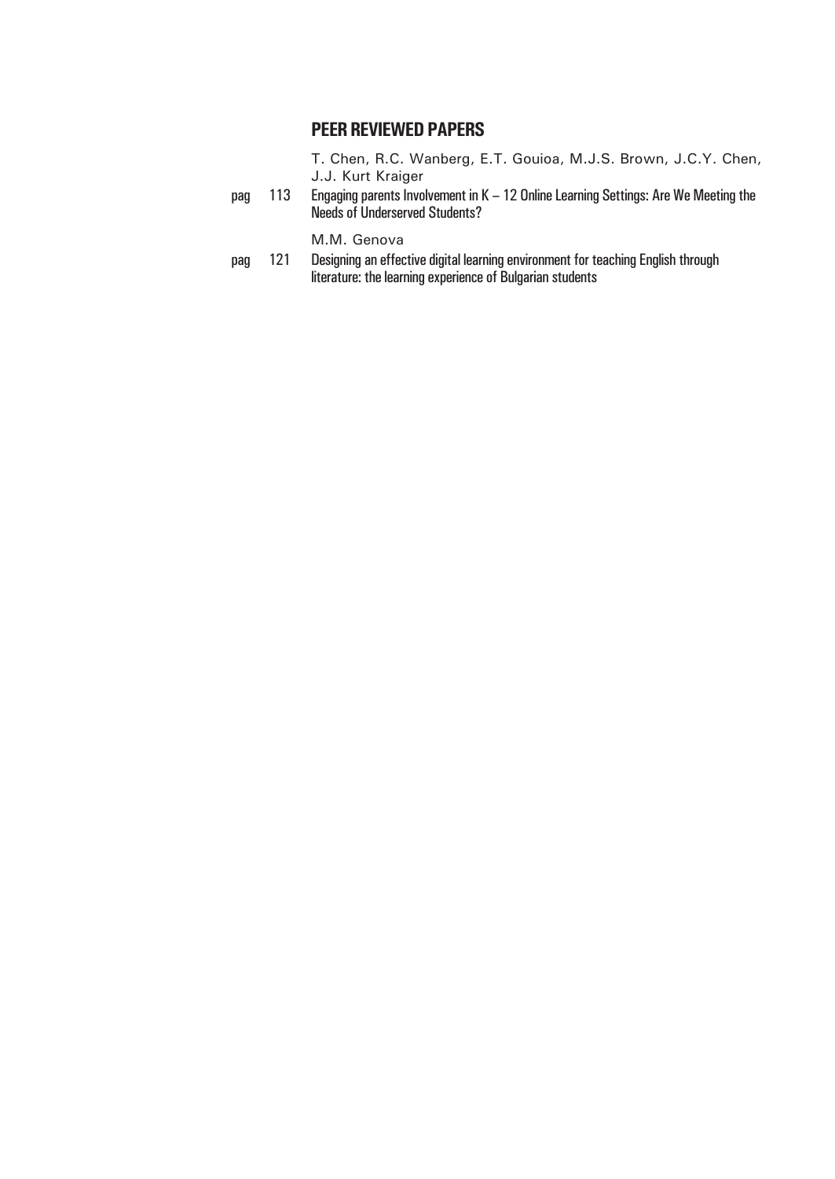## PEER REVIEWED PAPERS

T. Chen, R.C. Wanberg, E.T. Gouioa, M.J.S. Brown, J.C.Y. Chen, J.J. Kurt Kraiger

pag 113 Engaging parents Involvement in K – 12 Online Learning Settings: Are We Meeting the Needs of Underserved Students?

M.M. Genova

pag 121 Designing an effective digital learning environment for teaching English through literature: the learning experience of Bulgarian students